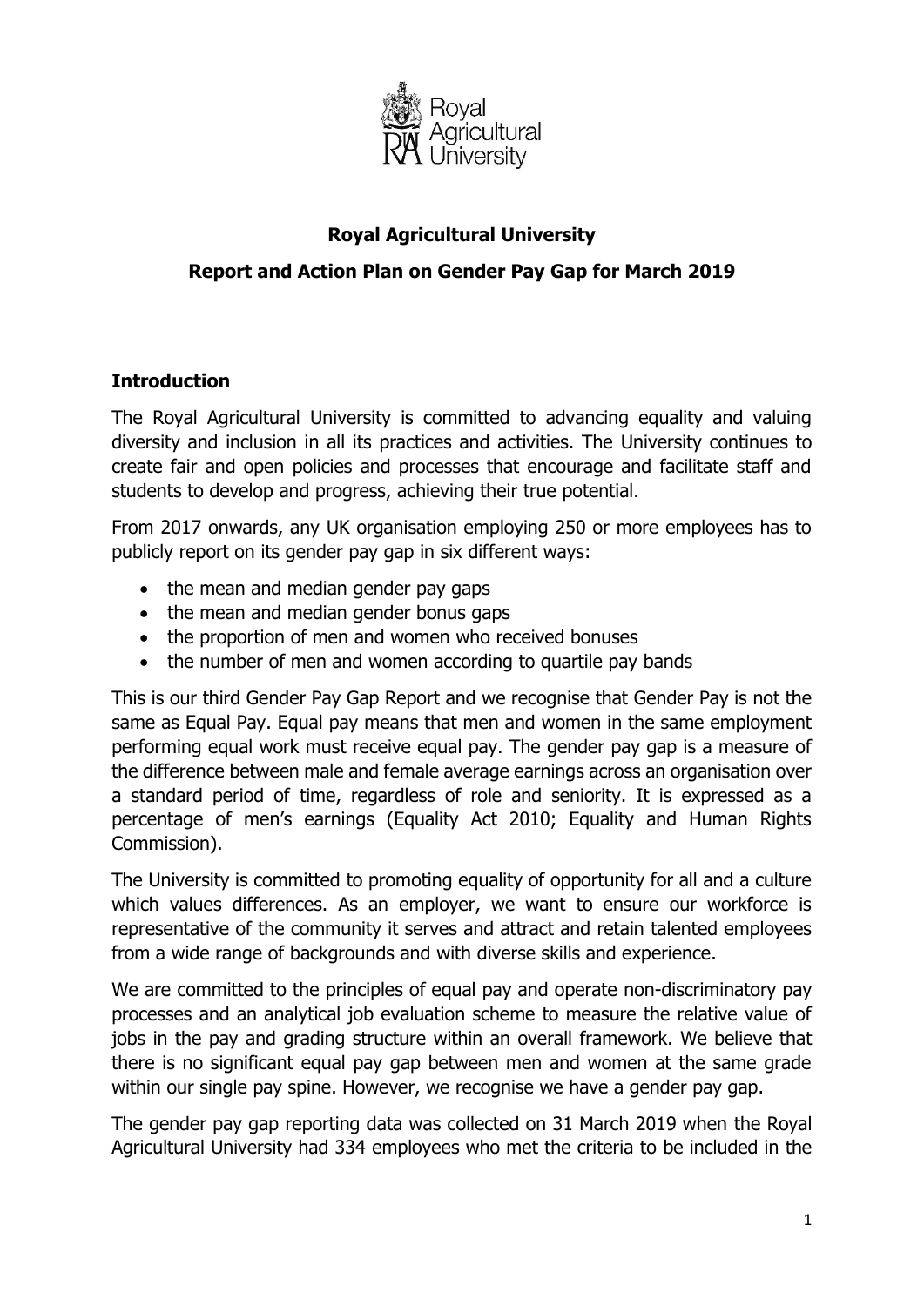**Royal Agricultural University**

**Report and Action Plan on Gender Pay Gap for March 2019**

## Introduction

The Royal Agricultural University is committed to advancing equality and valuing diversity and inclusion in all its practices and activities. The University continues to create fair and open policies and processes that encourage and facilitate staff and students to develop and progress, achieving their true potential.

From 2017 onwards, any UK organisation employing 250 or more employees has to publicly report on its gender pay gap in six different ways:

- the mean and median gender pay gaps
- the mean and median gender bonus gaps
- the proportion of men and women who received bonuses
- the number of men and women according to quartile pay bands

This is our third Gender Pay Gap Report and we recognise that Gender Pay is not the same as Equal Pay. Equal pay means that men and women in the same employment performing equal work must receive equal pay. The gender pay gap is a measure of the difference between male and female average earnings across an organisation over a standard period of time, regardless of role and seniority. It is expressed as a percentage of men's earnings (Equality Act 2010; Equality and Human Rights Commission).

The University is committed to promoting equality of opportunity for all and a culture which values differences. As an employer, we want to ensure our workforce is representative of the community it serves and attract and retain talented employees from a wide range of backgrounds and with diverse skills and experience.

We are committed to the principles of equal pay and operate non-discriminatory pay processes and an analytical job evaluation scheme to measure the relative value of jobs in the pay and grading structure within an overall framework. We believe that there is no significant equal pay gap between men and women at the same grade within our single pay spine. However, we recognise we have a gender pay gap.

The gender pay gap reporting data was collected on 31 March 2019 when the Royal Agricultural University had 334 employees who met the criteria to be included in the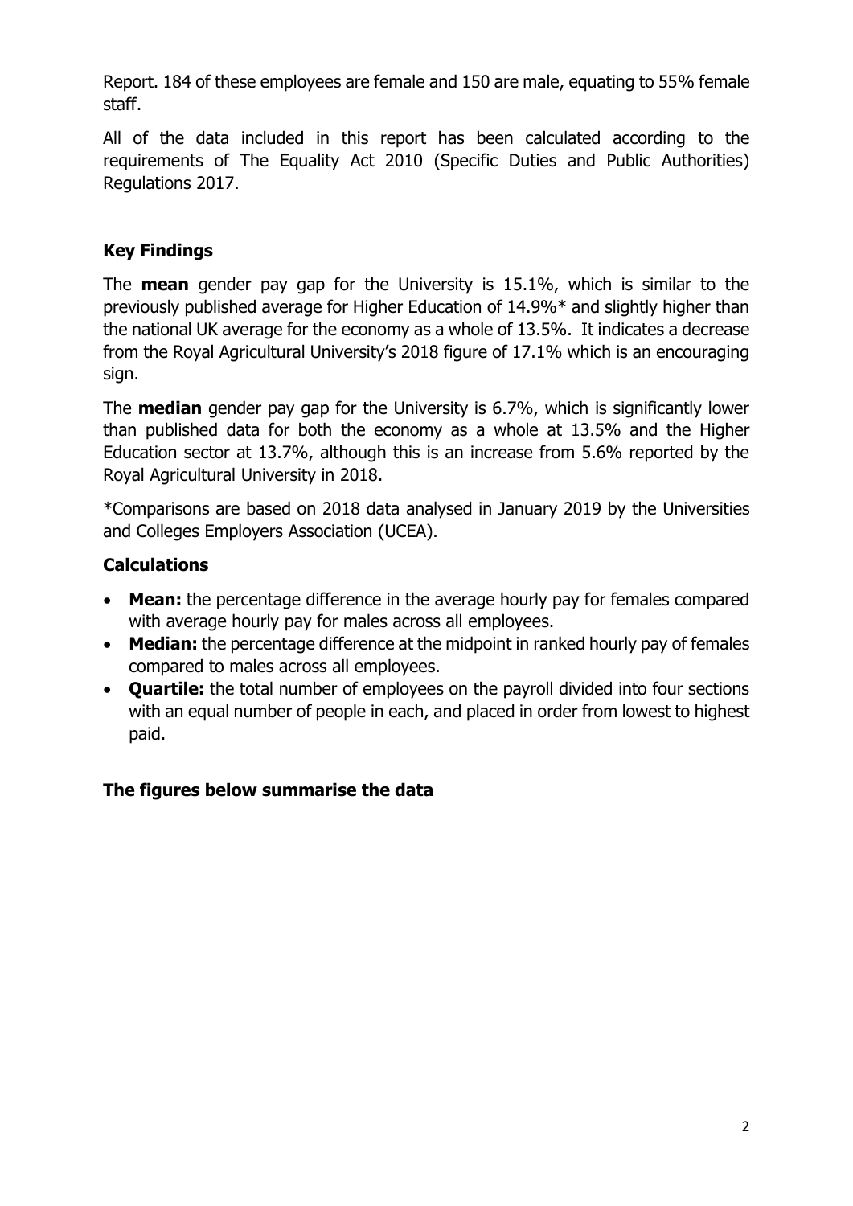Report. 184 of these employees are female and 150 are male, equating to 55% female staff.

All of the data included in this report has been calculated according to the requirements of The Equality Act 2010 (Specific Duties and Public Authorities) Regulations 2017.

## Key Findings

The **mean** gender pay gap for the University is 15.1%, which is similar to the previously published average for Higher Education of 14.9%* and slightly higher than the national UK average for the economy as a whole of 13.5%. It indicates a decrease from the Royal Agricultural University's 2018 figure of 17.1% which is an encouraging sign.

The **median** gender pay gap for the University is 6.7%, which is significantly lower than published data for both the economy as a whole at 13.5% and the Higher Education sector at 13.7%, although this is an increase from 5.6% reported by the Royal Agricultural University in 2018.

*Comparisons are based on 2018 data analysed in January 2019 by the Universities and Colleges Employers Association (UCEA).

## Calculations

- **Mean:** the percentage difference in the average hourly pay for females compared with average hourly pay for males across all employees.
- **Median:** the percentage difference at the midpoint in ranked hourly pay of females compared to males across all employees.
- **Quartile:** the total number of employees on the payroll divided into four sections with an equal number of people in each, and placed in order from lowest to highest paid.

## The figures below summarise the data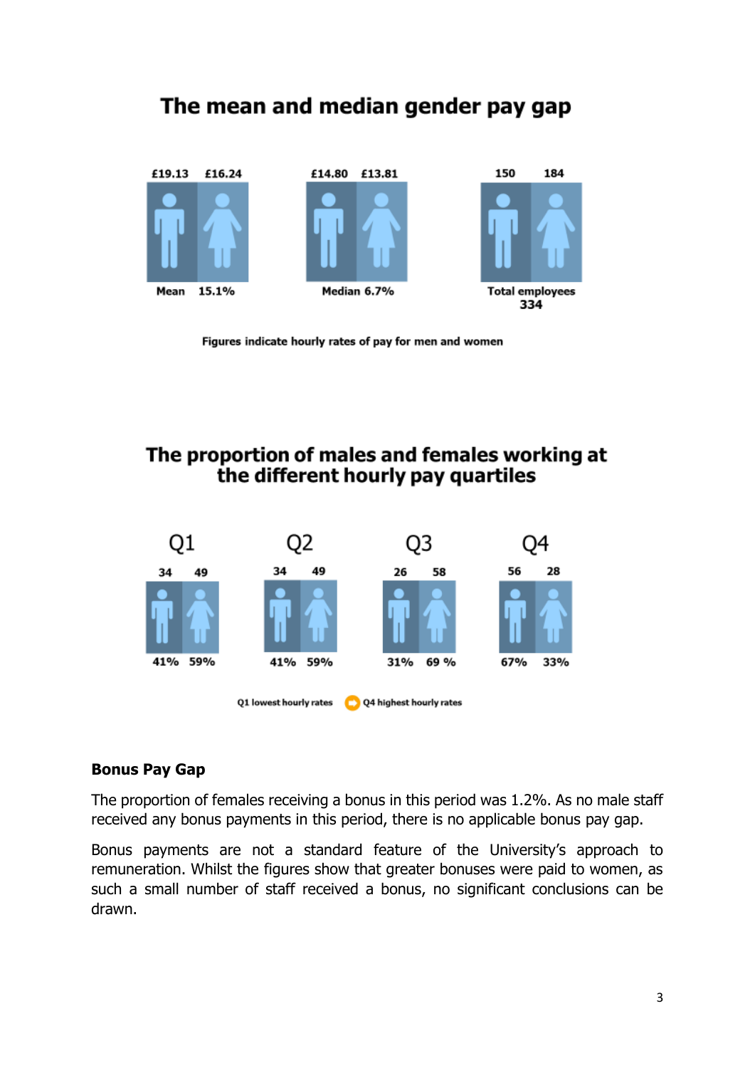## The mean and median gender pay gap

| | Men | Women | |
|---|---|---|---|
| Mean | £19.13 | £16.24 | 15.1% |
| Median | £14.80 | £13.81 | 6.7% |
| Total employees | 150 | 184 | 334 |

Figures indicate hourly rates of pay for men and women

## The proportion of males and females working at the different hourly pay quartiles

| Quartile | Males | Females | Males % | Females % |
|---|---|---|---|---|
| Q1 | 34 | 49 | 41% | 59% |
| Q2 | 34 | 49 | 41% | 59% |
| Q3 | 26 | 58 | 31% | 69 % |
| Q4 | 56 | 28 | 67% | 33% |

Q1 lowest hourly rates → Q4 highest hourly rates

### Bonus Pay Gap

The proportion of females receiving a bonus in this period was 1.2%. As no male staff received any bonus payments in this period, there is no applicable bonus pay gap.

Bonus payments are not a standard feature of the University's approach to remuneration. Whilst the figures show that greater bonuses were paid to women, as such a small number of staff received a bonus, no significant conclusions can be drawn.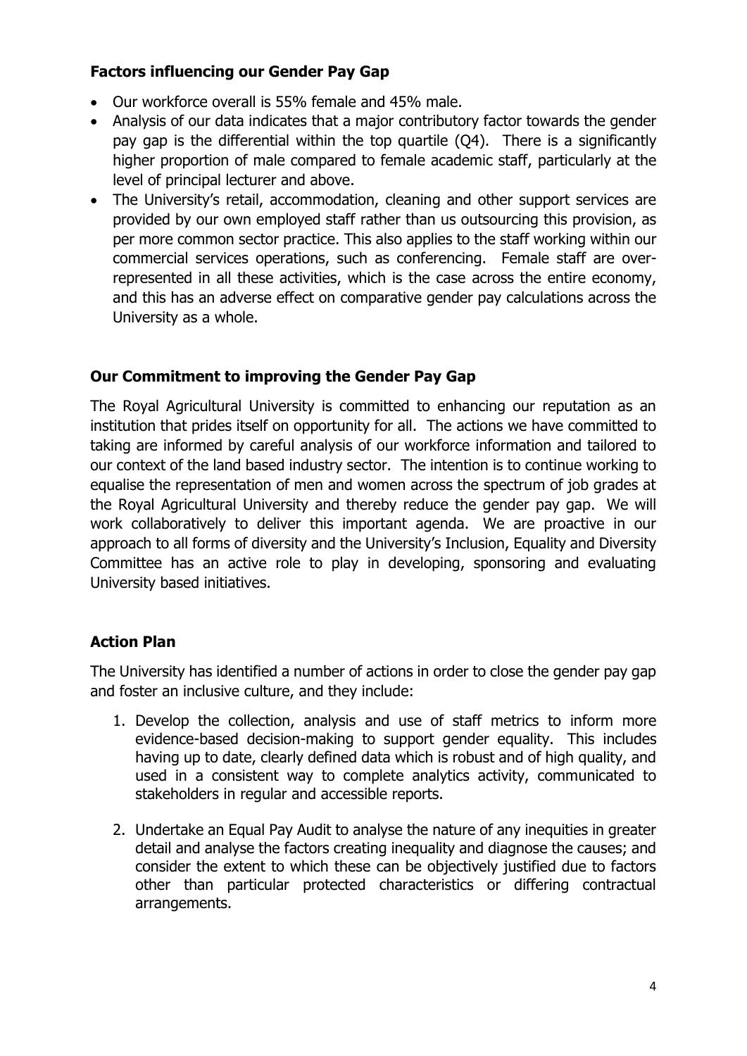### Factors influencing our Gender Pay Gap

- Our workforce overall is 55% female and 45% male.
- Analysis of our data indicates that a major contributory factor towards the gender pay gap is the differential within the top quartile (Q4). There is a significantly higher proportion of male compared to female academic staff, particularly at the level of principal lecturer and above.
- The University's retail, accommodation, cleaning and other support services are provided by our own employed staff rather than us outsourcing this provision, as per more common sector practice. This also applies to the staff working within our commercial services operations, such as conferencing. Female staff are over-represented in all these activities, which is the case across the entire economy, and this has an adverse effect on comparative gender pay calculations across the University as a whole.

### Our Commitment to improving the Gender Pay Gap

The Royal Agricultural University is committed to enhancing our reputation as an institution that prides itself on opportunity for all. The actions we have committed to taking are informed by careful analysis of our workforce information and tailored to our context of the land based industry sector. The intention is to continue working to equalise the representation of men and women across the spectrum of job grades at the Royal Agricultural University and thereby reduce the gender pay gap. We will work collaboratively to deliver this important agenda. We are proactive in our approach to all forms of diversity and the University's Inclusion, Equality and Diversity Committee has an active role to play in developing, sponsoring and evaluating University based initiatives.

### Action Plan

The University has identified a number of actions in order to close the gender pay gap and foster an inclusive culture, and they include:

1. Develop the collection, analysis and use of staff metrics to inform more evidence-based decision-making to support gender equality. This includes having up to date, clearly defined data which is robust and of high quality, and used in a consistent way to complete analytics activity, communicated to stakeholders in regular and accessible reports.

2. Undertake an Equal Pay Audit to analyse the nature of any inequities in greater detail and analyse the factors creating inequality and diagnose the causes; and consider the extent to which these can be objectively justified due to factors other than particular protected characteristics or differing contractual arrangements.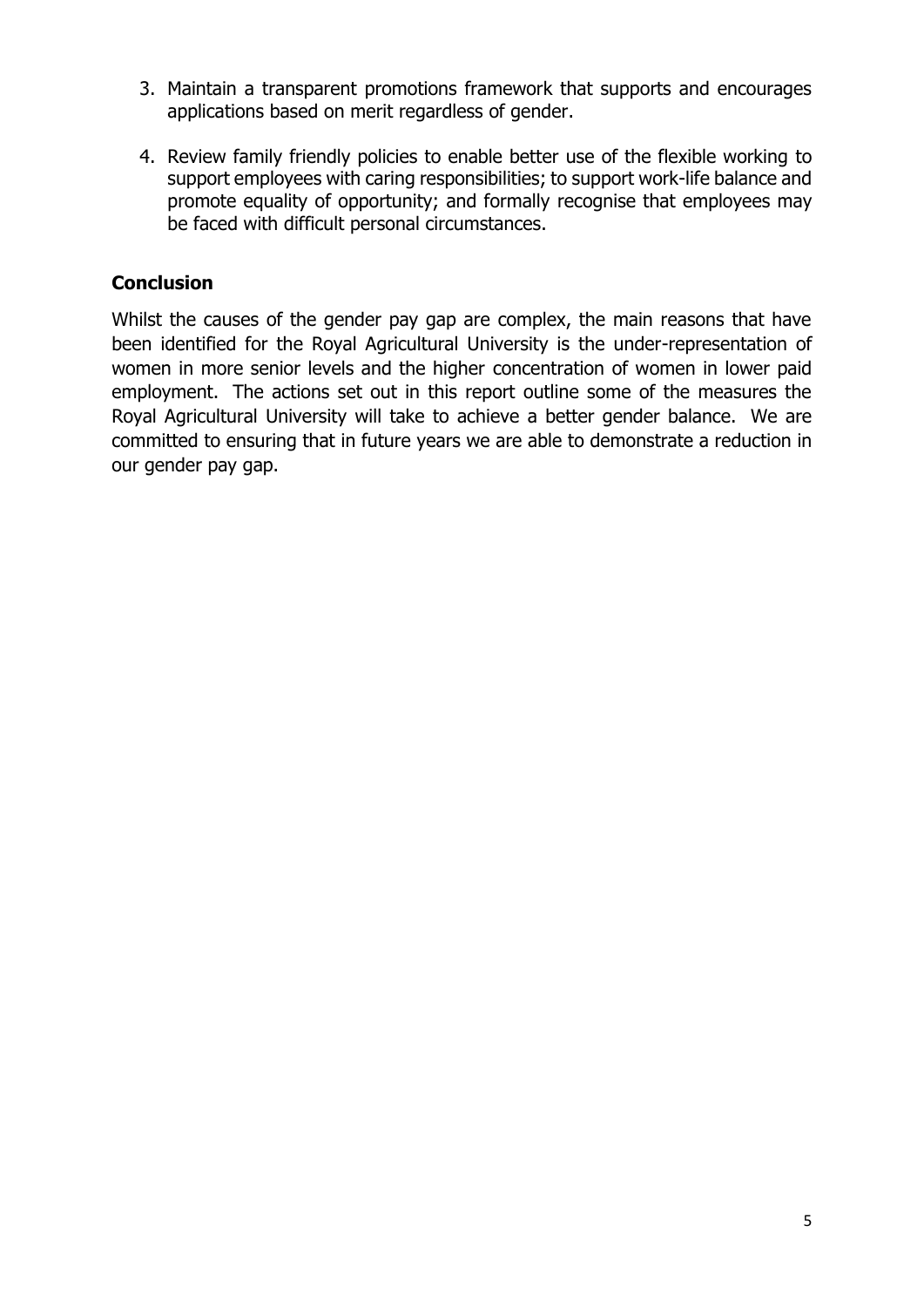3. Maintain a transparent promotions framework that supports and encourages applications based on merit regardless of gender.

4. Review family friendly policies to enable better use of the flexible working to support employees with caring responsibilities; to support work-life balance and promote equality of opportunity; and formally recognise that employees may be faced with difficult personal circumstances.

## Conclusion

Whilst the causes of the gender pay gap are complex, the main reasons that have been identified for the Royal Agricultural University is the under-representation of women in more senior levels and the higher concentration of women in lower paid employment. The actions set out in this report outline some of the measures the Royal Agricultural University will take to achieve a better gender balance. We are committed to ensuring that in future years we are able to demonstrate a reduction in our gender pay gap.